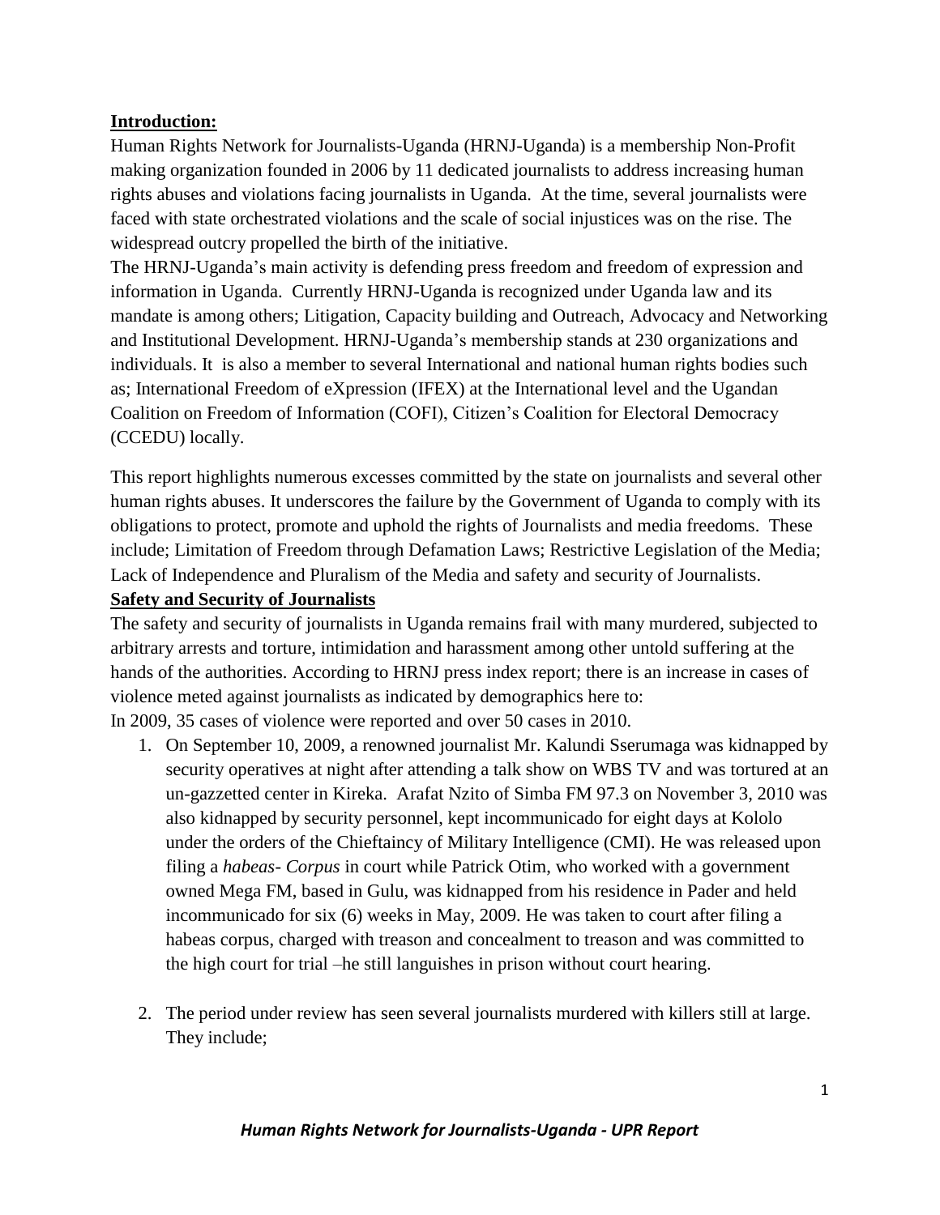## Introduction:

Human Rights Network for Journalists-Uganda (HRNJ-Uganda) is a membership Non-Profit making organization founded in 2006 by 11 dedicated journalists to address increasing human rights abuses and violations facing journalists in Uganda. At the time, several journalists were faced with state orchestrated violations and the scale of social injustices was on the rise. The widespread outcry propelled the birth of the initiative.

The HRNJ-Uganda's main activity is defending press freedom and freedom of expression and information in Uganda. Currently HRNJ-Uganda is recognized under Uganda law and its mandate is among others; Litigation, Capacity building and Outreach, Advocacy and Networking and Institutional Development. HRNJ-Uganda's membership stands at 230 organizations and individuals. It is also a member to several International and national human rights bodies such as; International Freedom of eXpression (IFEX) at the International level and the Ugandan Coalition on Freedom of Information (COFI), Citizen's Coalition for Electoral Democracy (CCEDU) locally.

This report highlights numerous excesses committed by the state on journalists and several other human rights abuses. It underscores the failure by the Government of Uganda to comply with its obligations to protect, promote and uphold the rights of Journalists and media freedoms. These include; Limitation of Freedom through Defamation Laws; Restrictive Legislation of the Media; Lack of Independence and Pluralism of the Media and safety and security of Journalists.

## Safety and Security of Journalists

The safety and security of journalists in Uganda remains frail with many murdered, subjected to arbitrary arrests and torture, intimidation and harassment among other untold suffering at the hands of the authorities. According to HRNJ press index report; there is an increase in cases of violence meted against journalists as indicated by demographics here to:

In 2009, 35 cases of violence were reported and over 50 cases in 2010.

1. On September 10, 2009, a renowned journalist Mr. Kalundi Sserumaga was kidnapped by security operatives at night after attending a talk show on WBS TV and was tortured at an un-gazzetted center in Kireka. Arafat Nzito of Simba FM 97.3 on November 3, 2010 was also kidnapped by security personnel, kept incommunicado for eight days at Kololo under the orders of the Chieftaincy of Military Intelligence (CMI). He was released upon filing a *habeas- Corpus* in court while Patrick Otim, who worked with a government owned Mega FM, based in Gulu, was kidnapped from his residence in Pader and held incommunicado for six (6) weeks in May, 2009. He was taken to court after filing a habeas corpus, charged with treason and concealment to treason and was committed to the high court for trial –he still languishes in prison without court hearing.

2. The period under review has seen several journalists murdered with killers still at large. They include;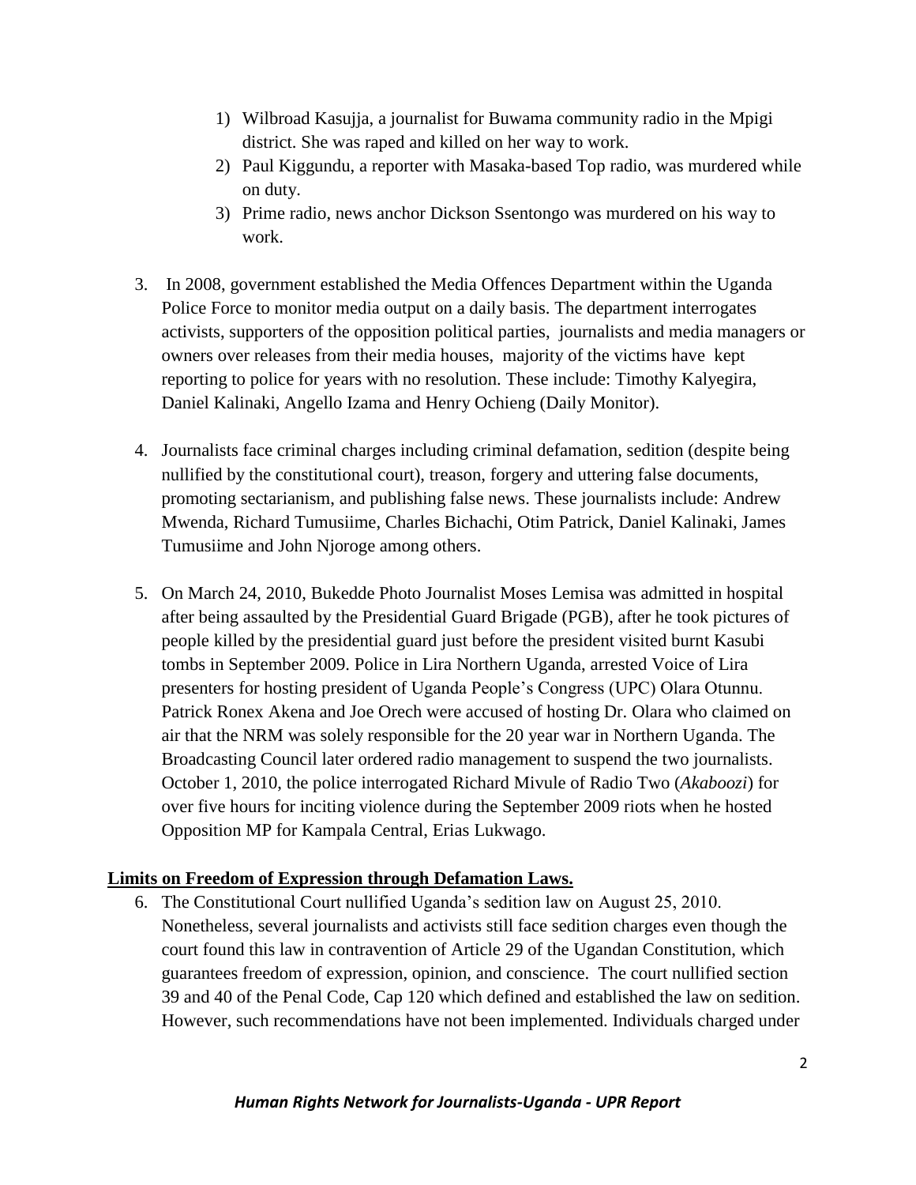1) Wilbroad Kasujja, a journalist for Buwama community radio in the Mpigi district. She was raped and killed on her way to work.
2) Paul Kiggundu, a reporter with Masaka-based Top radio, was murdered while on duty.
3) Prime radio, news anchor Dickson Ssentongo was murdered on his way to work.

3. In 2008, government established the Media Offences Department within the Uganda Police Force to monitor media output on a daily basis. The department interrogates activists, supporters of the opposition political parties, journalists and media managers or owners over releases from their media houses, majority of the victims have kept reporting to police for years with no resolution. These include: Timothy Kalyegira, Daniel Kalinaki, Angello Izama and Henry Ochieng (Daily Monitor).

4. Journalists face criminal charges including criminal defamation, sedition (despite being nullified by the constitutional court), treason, forgery and uttering false documents, promoting sectarianism, and publishing false news. These journalists include: Andrew Mwenda, Richard Tumusiime, Charles Bichachi, Otim Patrick, Daniel Kalinaki, James Tumusiime and John Njoroge among others.

5. On March 24, 2010, Bukedde Photo Journalist Moses Lemisa was admitted in hospital after being assaulted by the Presidential Guard Brigade (PGB), after he took pictures of people killed by the presidential guard just before the president visited burnt Kasubi tombs in September 2009. Police in Lira Northern Uganda, arrested Voice of Lira presenters for hosting president of Uganda People's Congress (UPC) Olara Otunnu. Patrick Ronex Akena and Joe Orech were accused of hosting Dr. Olara who claimed on air that the NRM was solely responsible for the 20 year war in Northern Uganda. The Broadcasting Council later ordered radio management to suspend the two journalists. October 1, 2010, the police interrogated Richard Mivule of Radio Two (*Akaboozi*) for over five hours for inciting violence during the September 2009 riots when he hosted Opposition MP for Kampala Central, Erias Lukwago.

## Limits on Freedom of Expression through Defamation Laws.

6. The Constitutional Court nullified Uganda's sedition law on August 25, 2010. Nonetheless, several journalists and activists still face sedition charges even though the court found this law in contravention of Article 29 of the Ugandan Constitution, which guarantees freedom of expression, opinion, and conscience. The court nullified section 39 and 40 of the Penal Code, Cap 120 which defined and established the law on sedition. However, such recommendations have not been implemented. Individuals charged under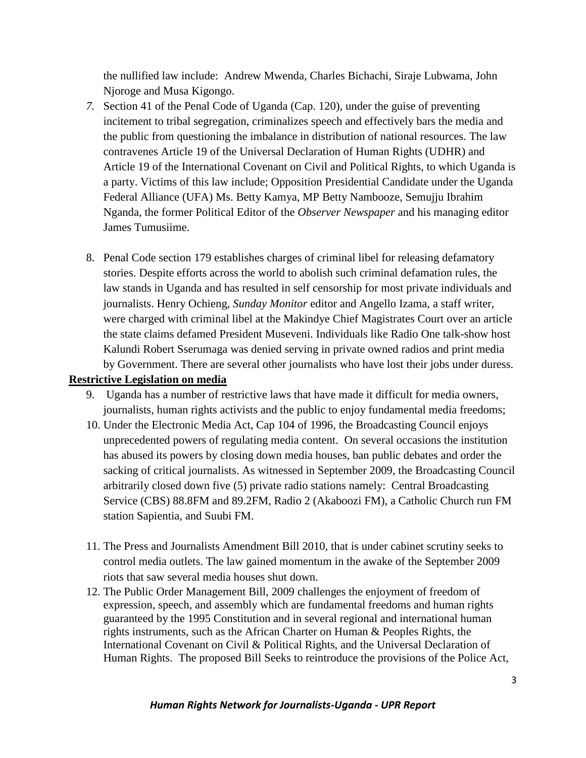the nullified law include: Andrew Mwenda, Charles Bichachi, Siraje Lubwama, John Njoroge and Musa Kigongo.

7. Section 41 of the Penal Code of Uganda (Cap. 120), under the guise of preventing incitement to tribal segregation, criminalizes speech and effectively bars the media and the public from questioning the imbalance in distribution of national resources. The law contravenes Article 19 of the Universal Declaration of Human Rights (UDHR) and Article 19 of the International Covenant on Civil and Political Rights, to which Uganda is a party. Victims of this law include; Opposition Presidential Candidate under the Uganda Federal Alliance (UFA) Ms. Betty Kamya, MP Betty Nambooze, Semujju Ibrahim Nganda, the former Political Editor of the *Observer Newspaper* and his managing editor James Tumusiime.

8. Penal Code section 179 establishes charges of criminal libel for releasing defamatory stories. Despite efforts across the world to abolish such criminal defamation rules, the law stands in Uganda and has resulted in self censorship for most private individuals and journalists. Henry Ochieng, *Sunday Monitor* editor and Angello Izama, a staff writer, were charged with criminal libel at the Makindye Chief Magistrates Court over an article the state claims defamed President Museveni. Individuals like Radio One talk-show host Kalundi Robert Sserumaga was denied serving in private owned radios and print media by Government. There are several other journalists who have lost their jobs under duress.

**Restrictive Legislation on media**

9. Uganda has a number of restrictive laws that have made it difficult for media owners, journalists, human rights activists and the public to enjoy fundamental media freedoms;

10. Under the Electronic Media Act, Cap 104 of 1996, the Broadcasting Council enjoys unprecedented powers of regulating media content. On several occasions the institution has abused its powers by closing down media houses, ban public debates and order the sacking of critical journalists. As witnessed in September 2009, the Broadcasting Council arbitrarily closed down five (5) private radio stations namely: Central Broadcasting Service (CBS) 88.8FM and 89.2FM, Radio 2 (Akaboozi FM), a Catholic Church run FM station Sapientia, and Suubi FM.

11. The Press and Journalists Amendment Bill 2010, that is under cabinet scrutiny seeks to control media outlets. The law gained momentum in the awake of the September 2009 riots that saw several media houses shut down.

12. The Public Order Management Bill, 2009 challenges the enjoyment of freedom of expression, speech, and assembly which are fundamental freedoms and human rights guaranteed by the 1995 Constitution and in several regional and international human rights instruments, such as the African Charter on Human & Peoples Rights, the International Covenant on Civil & Political Rights, and the Universal Declaration of Human Rights. The proposed Bill Seeks to reintroduce the provisions of the Police Act,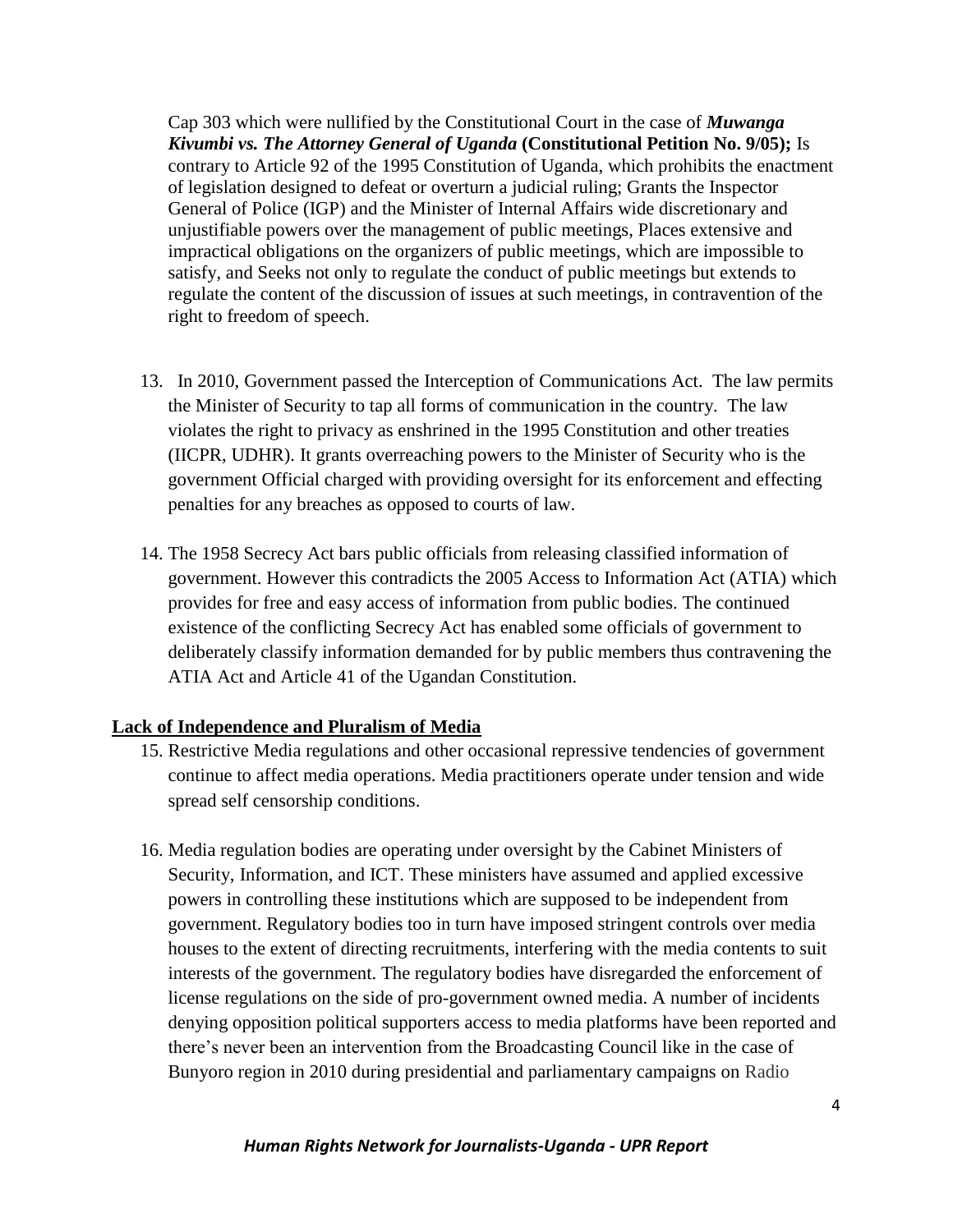Cap 303 which were nullified by the Constitutional Court in the case of ***Muwanga Kivumbi vs. The Attorney General of Uganda*** **(Constitutional Petition No. 9/05);** Is contrary to Article 92 of the 1995 Constitution of Uganda, which prohibits the enactment of legislation designed to defeat or overturn a judicial ruling; Grants the Inspector General of Police (IGP) and the Minister of Internal Affairs wide discretionary and unjustifiable powers over the management of public meetings, Places extensive and impractical obligations on the organizers of public meetings, which are impossible to satisfy, and Seeks not only to regulate the conduct of public meetings but extends to regulate the content of the discussion of issues at such meetings, in contravention of the right to freedom of speech.

13. In 2010, Government passed the Interception of Communications Act. The law permits the Minister of Security to tap all forms of communication in the country. The law violates the right to privacy as enshrined in the 1995 Constitution and other treaties (IICPR, UDHR). It grants overreaching powers to the Minister of Security who is the government Official charged with providing oversight for its enforcement and effecting penalties for any breaches as opposed to courts of law.

14. The 1958 Secrecy Act bars public officials from releasing classified information of government. However this contradicts the 2005 Access to Information Act (ATIA) which provides for free and easy access of information from public bodies. The continued existence of the conflicting Secrecy Act has enabled some officials of government to deliberately classify information demanded for by public members thus contravening the ATIA Act and Article 41 of the Ugandan Constitution.

## Lack of Independence and Pluralism of Media

15. Restrictive Media regulations and other occasional repressive tendencies of government continue to affect media operations. Media practitioners operate under tension and wide spread self censorship conditions.

16. Media regulation bodies are operating under oversight by the Cabinet Ministers of Security, Information, and ICT. These ministers have assumed and applied excessive powers in controlling these institutions which are supposed to be independent from government. Regulatory bodies too in turn have imposed stringent controls over media houses to the extent of directing recruitments, interfering with the media contents to suit interests of the government. The regulatory bodies have disregarded the enforcement of license regulations on the side of pro-government owned media. A number of incidents denying opposition political supporters access to media platforms have been reported and there's never been an intervention from the Broadcasting Council like in the case of Bunyoro region in 2010 during presidential and parliamentary campaigns on Radio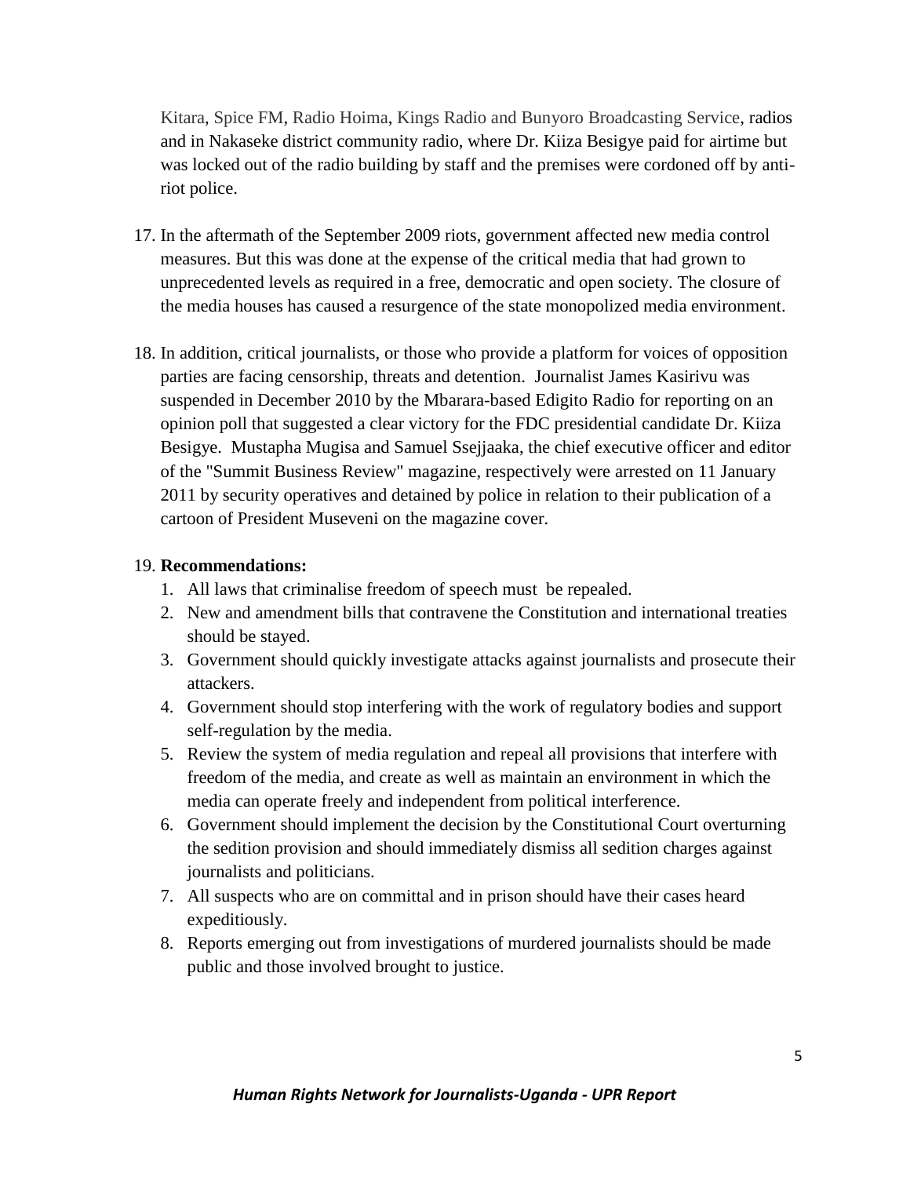Kitara, Spice FM, Radio Hoima, Kings Radio and Bunyoro Broadcasting Service, radios and in Nakaseke district community radio, where Dr. Kiiza Besigye paid for airtime but was locked out of the radio building by staff and the premises were cordoned off by anti-riot police.

17. In the aftermath of the September 2009 riots, government affected new media control measures. But this was done at the expense of the critical media that had grown to unprecedented levels as required in a free, democratic and open society. The closure of the media houses has caused a resurgence of the state monopolized media environment.

18. In addition, critical journalists, or those who provide a platform for voices of opposition parties are facing censorship, threats and detention. Journalist James Kasirivu was suspended in December 2010 by the Mbarara-based Edigito Radio for reporting on an opinion poll that suggested a clear victory for the FDC presidential candidate Dr. Kiiza Besigye. Mustapha Mugisa and Samuel Ssejjaaka, the chief executive officer and editor of the "Summit Business Review" magazine, respectively were arrested on 11 January 2011 by security operatives and detained by police in relation to their publication of a cartoon of President Museveni on the magazine cover.

19. **Recommendations:**
    1. All laws that criminalise freedom of speech must be repealed.
    2. New and amendment bills that contravene the Constitution and international treaties should be stayed.
    3. Government should quickly investigate attacks against journalists and prosecute their attackers.
    4. Government should stop interfering with the work of regulatory bodies and support self-regulation by the media.
    5. Review the system of media regulation and repeal all provisions that interfere with freedom of the media, and create as well as maintain an environment in which the media can operate freely and independent from political interference.
    6. Government should implement the decision by the Constitutional Court overturning the sedition provision and should immediately dismiss all sedition charges against journalists and politicians.
    7. All suspects who are on committal and in prison should have their cases heard expeditiously.
    8. Reports emerging out from investigations of murdered journalists should be made public and those involved brought to justice.